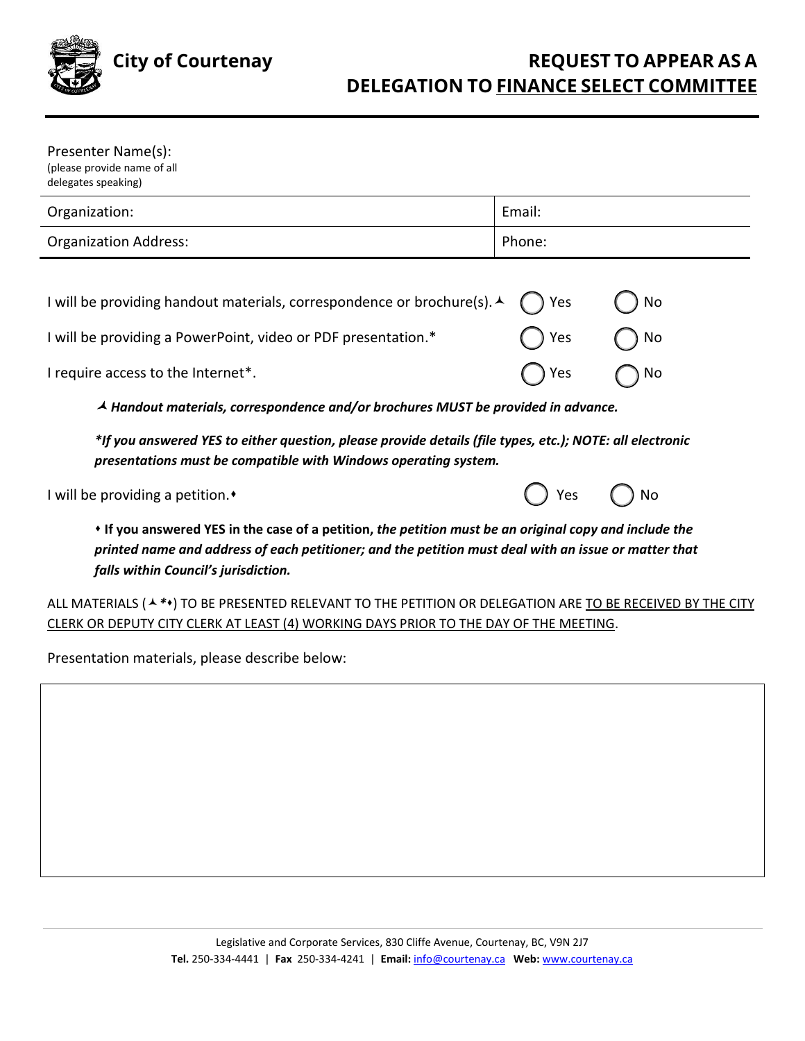**City of Courtenay**

# REQUEST TO APPEAR AS A DELEGATION TO <u>FINANCE SELECT COMMITTEE</u>

Presenter Name(s):
(please provide name of all delegates speaking)

| Organization: | Email: |
|---|---|
| Organization Address: | Phone: |

I will be providing handout materials, correspondence or brochure(s).⅄ ◯ Yes ◯ No

I will be providing a PowerPoint, video or PDF presentation.* ◯ Yes ◯ No

I require access to the Internet*. ◯ Yes ◯ No

⅄ ***Handout materials, correspondence and/or brochures MUST be provided in advance.***

****If you answered YES to either question, please provide details (file types, etc.); NOTE: all electronic presentations must be compatible with Windows operating system.***

I will be providing a petition.⬧ ◯ Yes ◯ No

⬧ **If you answered YES in the case of a petition,** ***the petition must be an original copy and include the printed name and address of each petitioner; and the petition must deal with an issue or matter that falls within Council's jurisdiction.***

ALL MATERIALS (⅄ *⬧) TO BE PRESENTED RELEVANT TO THE PETITION OR DELEGATION ARE <u>TO BE RECEIVED BY THE CITY CLERK OR DEPUTY CITY CLERK AT LEAST (4) WORKING DAYS PRIOR TO THE DAY OF THE MEETING</u>.

Presentation materials, please describe below:

Legislative and Corporate Services, 830 Cliffe Avenue, Courtenay, BC, V9N 2J7
**Tel.** 250-334-4441 | **Fax** 250-334-4241 | **Email:** info@courtenay.ca **Web:** www.courtenay.ca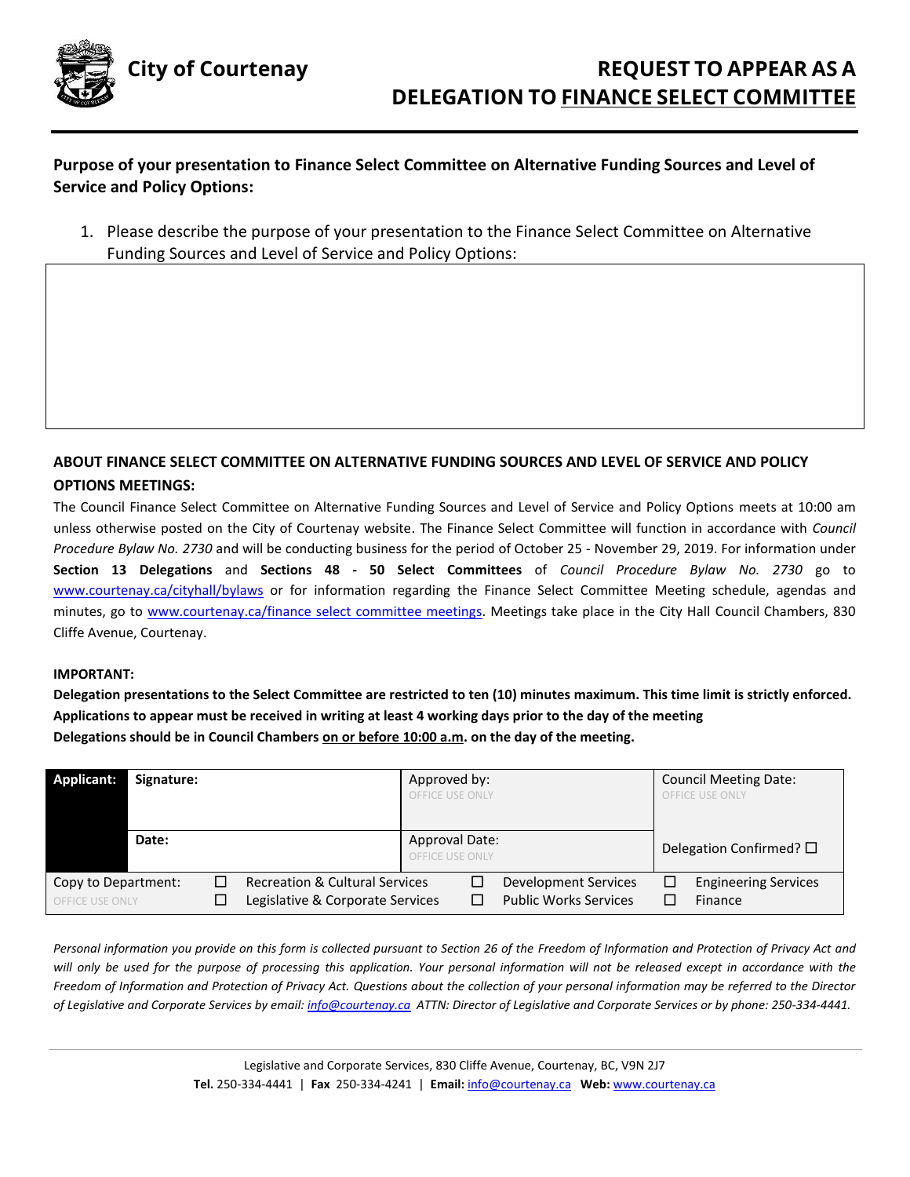# City of Courtenay

# REQUEST TO APPEAR AS A DELEGATION TO FINANCE SELECT COMMITTEE

**Purpose of your presentation to Finance Select Committee on Alternative Funding Sources and Level of Service and Policy Options:**

1. Please describe the purpose of your presentation to the Finance Select Committee on Alternative Funding Sources and Level of Service and Policy Options:

| |
|---|
| |

**ABOUT FINANCE SELECT COMMITTEE ON ALTERNATIVE FUNDING SOURCES AND LEVEL OF SERVICE AND POLICY OPTIONS MEETINGS:**

The Council Finance Select Committee on Alternative Funding Sources and Level of Service and Policy Options meets at 10:00 am unless otherwise posted on the City of Courtenay website. The Finance Select Committee will function in accordance with *Council Procedure Bylaw No. 2730* and will be conducting business for the period of October 25 - November 29, 2019. For information under **Section 13 Delegations** and **Sections 48 - 50 Select Committees** of *Council Procedure Bylaw No. 2730* go to www.courtenay.ca/cityhall/bylaws or for information regarding the Finance Select Committee Meeting schedule, agendas and minutes, go to www.courtenay.ca/finance select committee meetings. Meetings take place in the City Hall Council Chambers, 830 Cliffe Avenue, Courtenay.

**IMPORTANT:**

**Delegation presentations to the Select Committee are restricted to ten (10) minutes maximum. This time limit is strictly enforced.**
**Applications to appear must be received in writing at least 4 working days prior to the day of the meeting**
**Delegations should be in Council Chambers on or before 10:00 a.m. on the day of the meeting.**

| | | | | | |
|---|---|---|---|---|---|
| **Applicant:** | **Signature:** | | Approved by: OFFICE USE ONLY | | Council Meeting Date: OFFICE USE ONLY |
| | **Date:** | | Approval Date: OFFICE USE ONLY | | Delegation Confirmed? ☐ |
| Copy to Department: OFFICE USE ONLY | ☐ Recreation & Cultural Services | | ☐ Development Services | | ☐ Engineering Services |
| | ☐ Legislative & Corporate Services | | ☐ Public Works Services | | ☐ Finance |

*Personal information you provide on this form is collected pursuant to Section 26 of the Freedom of Information and Protection of Privacy Act and will only be used for the purpose of processing this application. Your personal information will not be released except in accordance with the Freedom of Information and Protection of Privacy Act. Questions about the collection of your personal information may be referred to the Director of Legislative and Corporate Services by email: info@courtenay.ca ATTN: Director of Legislative and Corporate Services or by phone: 250-334-4441.*

Legislative and Corporate Services, 830 Cliffe Avenue, Courtenay, BC, V9N 2J7
**Tel.** 250-334-4441 | **Fax** 250-334-4241 | **Email:** info@courtenay.ca **Web:** www.courtenay.ca